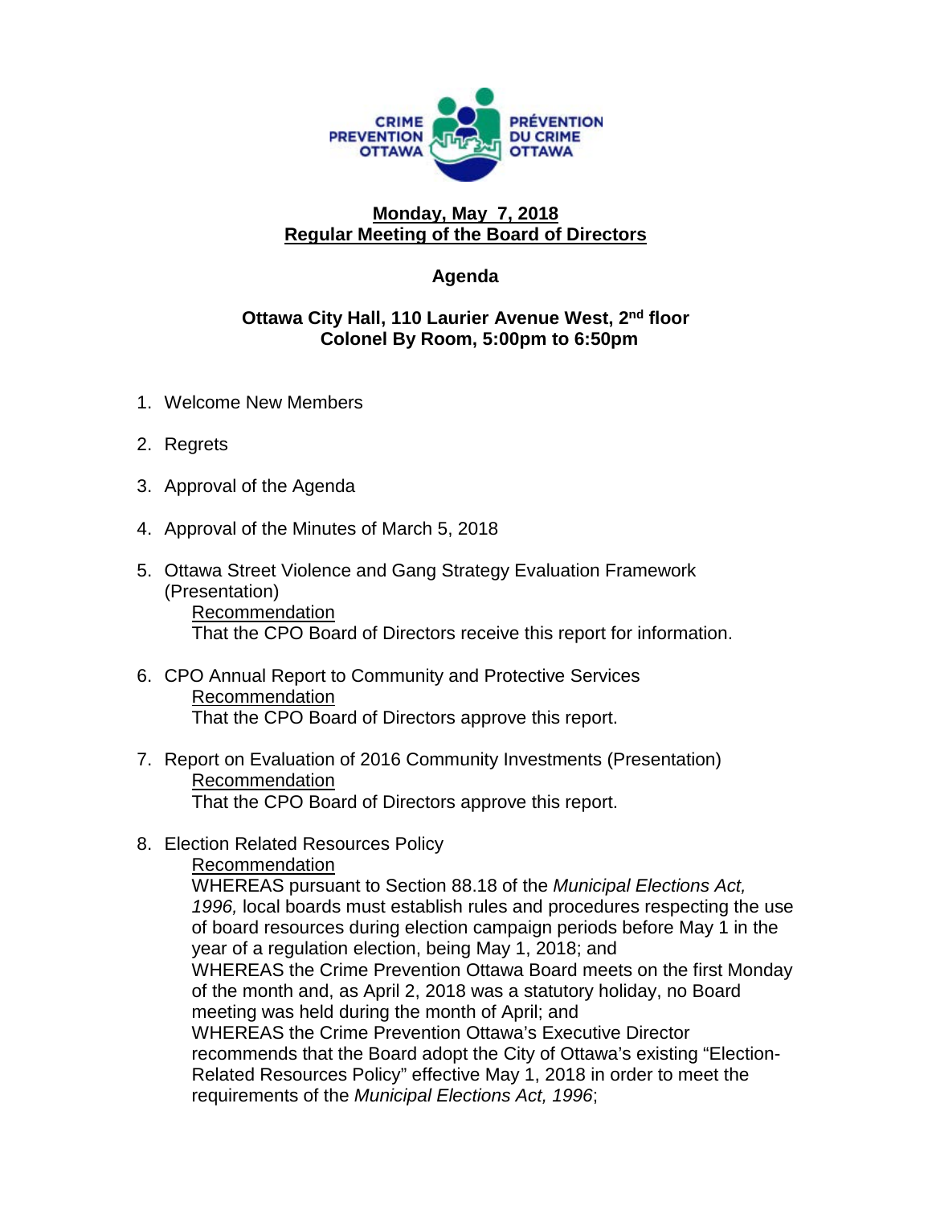CRIME PREVENTION OTTAWA | PRÉVENTION DU CRIME OTTAWA

**Monday, May 7, 2018**
**Regular Meeting of the Board of Directors**

## Agenda

**Ottawa City Hall, 110 Laurier Avenue West, 2nd floor**
**Colonel By Room, 5:00pm to 6:50pm**

1. Welcome New Members

2. Regrets

3. Approval of the Agenda

4. Approval of the Minutes of March 5, 2018

5. Ottawa Street Violence and Gang Strategy Evaluation Framework (Presentation)
   Recommendation
   That the CPO Board of Directors receive this report for information.

6. CPO Annual Report to Community and Protective Services
   Recommendation
   That the CPO Board of Directors approve this report.

7. Report on Evaluation of 2016 Community Investments (Presentation)
   Recommendation
   That the CPO Board of Directors approve this report.

8. Election Related Resources Policy
   Recommendation
   WHEREAS pursuant to Section 88.18 of the *Municipal Elections Act, 1996,* local boards must establish rules and procedures respecting the use of board resources during election campaign periods before May 1 in the year of a regulation election, being May 1, 2018; and
   WHEREAS the Crime Prevention Ottawa Board meets on the first Monday of the month and, as April 2, 2018 was a statutory holiday, no Board meeting was held during the month of April; and
   WHEREAS the Crime Prevention Ottawa's Executive Director recommends that the Board adopt the City of Ottawa's existing "Election-Related Resources Policy" effective May 1, 2018 in order to meet the requirements of the *Municipal Elections Act, 1996*;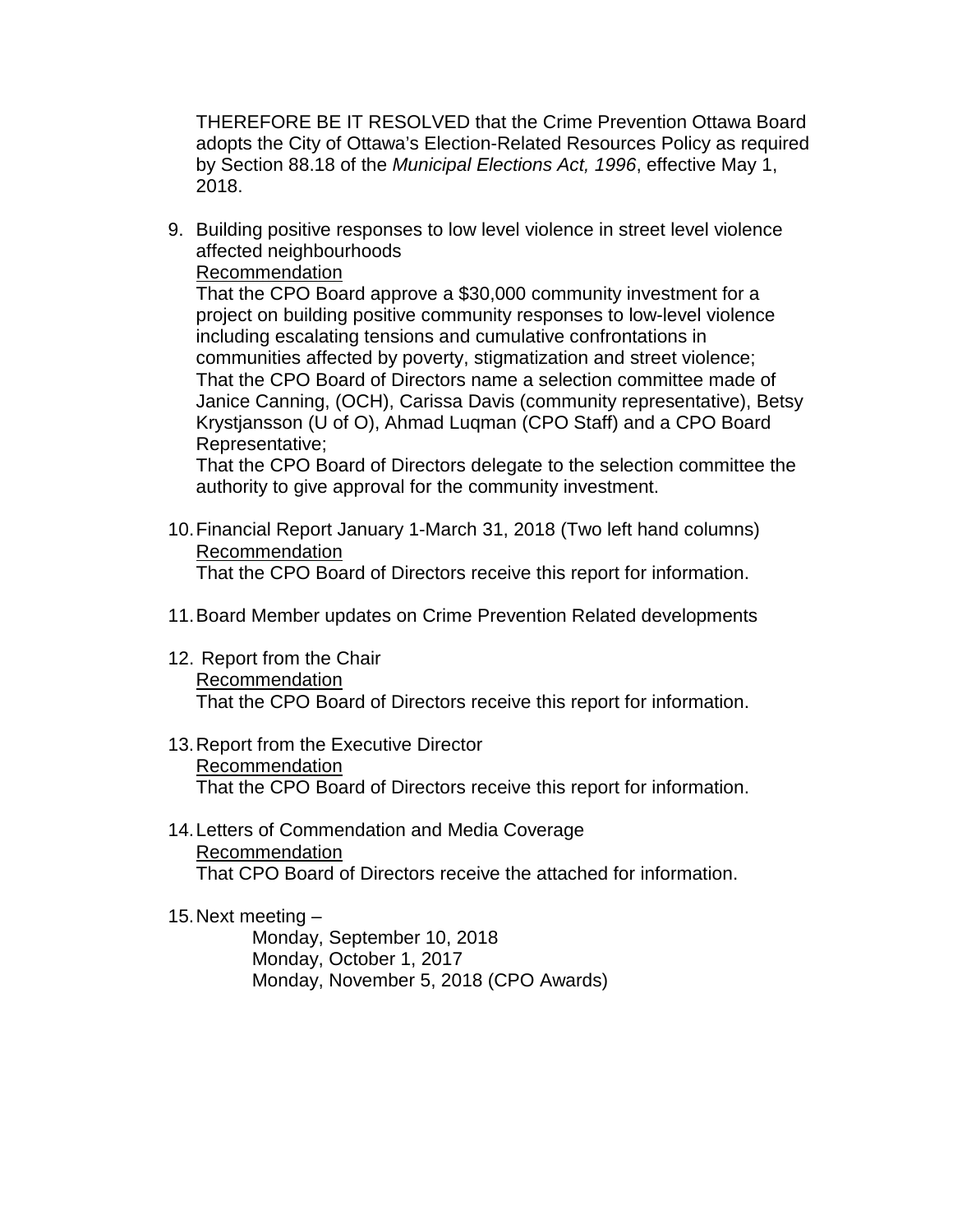THEREFORE BE IT RESOLVED that the Crime Prevention Ottawa Board adopts the City of Ottawa's Election-Related Resources Policy as required by Section 88.18 of the *Municipal Elections Act, 1996*, effective May 1, 2018.

9. Building positive responses to low level violence in street level violence affected neighbourhoods
   <u>Recommendation</u>
   That the CPO Board approve a $30,000 community investment for a project on building positive community responses to low-level violence including escalating tensions and cumulative confrontations in communities affected by poverty, stigmatization and street violence;
   That the CPO Board of Directors name a selection committee made of Janice Canning, (OCH), Carissa Davis (community representative), Betsy Krystjansson (U of O), Ahmad Luqman (CPO Staff) and a CPO Board Representative;
   That the CPO Board of Directors delegate to the selection committee the authority to give approval for the community investment.

10. Financial Report January 1-March 31, 2018 (Two left hand columns)
    <u>Recommendation</u>
    That the CPO Board of Directors receive this report for information.

11. Board Member updates on Crime Prevention Related developments

12. Report from the Chair
    <u>Recommendation</u>
    That the CPO Board of Directors receive this report for information.

13. Report from the Executive Director
    <u>Recommendation</u>
    That the CPO Board of Directors receive this report for information.

14. Letters of Commendation and Media Coverage
    <u>Recommendation</u>
    That CPO Board of Directors receive the attached for information.

15. Next meeting –
    Monday, September 10, 2018
    Monday, October 1, 2017
    Monday, November 5, 2018 (CPO Awards)